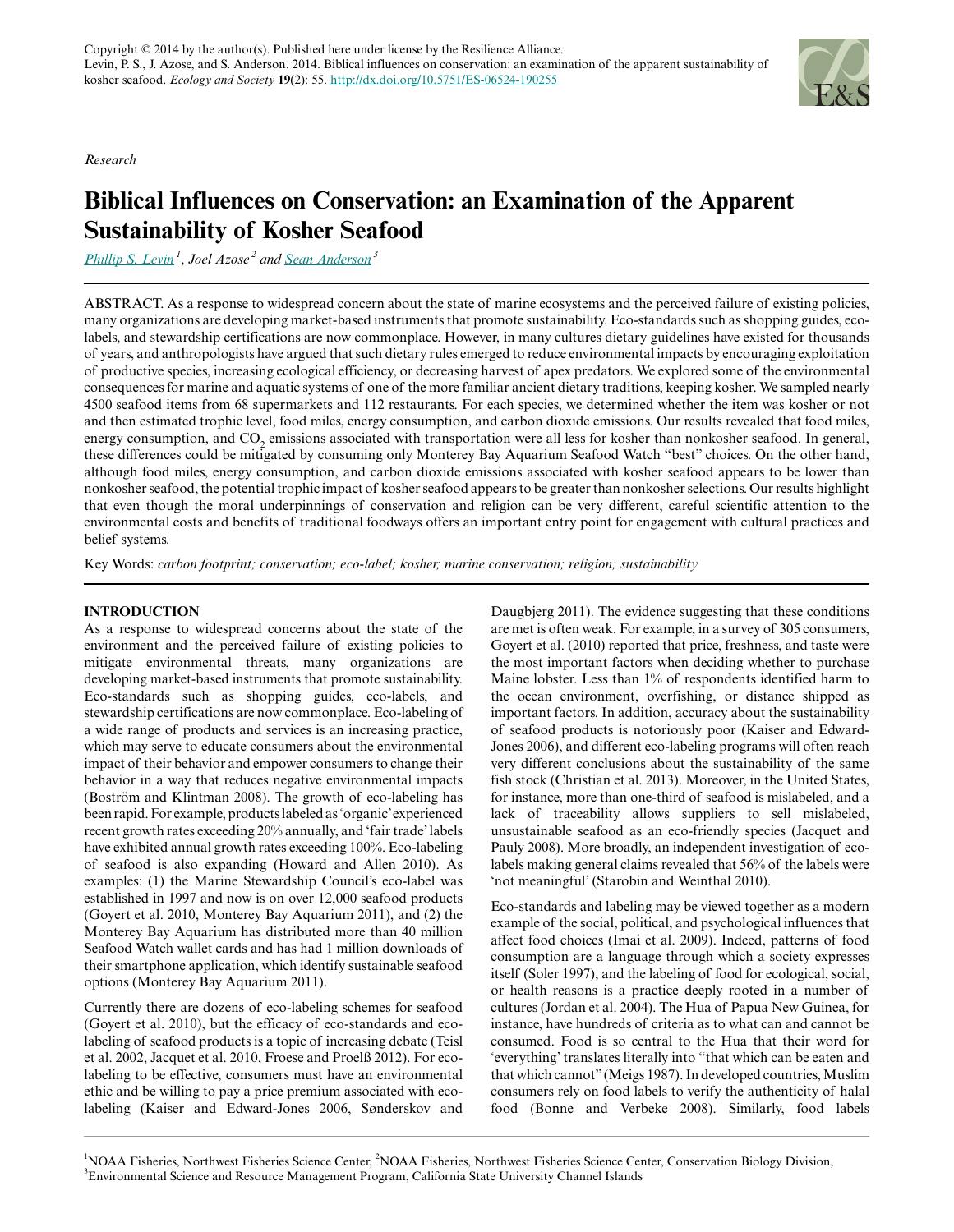Copyright © 2014 by the author(s). Published here under license by the Resilience Alliance.
Levin, P. S., J. Azose, and S. Anderson. 2014. Biblical influences on conservation: an examination of the apparent sustainability of kosher seafood. *Ecology and Society* 19(2): 55. http://dx.doi.org/10.5751/ES-06524-190255

*Research*

# Biblical Influences on Conservation: an Examination of the Apparent Sustainability of Kosher Seafood

Phillip S. Levin [1], Joel Azose [2] and Sean Anderson [3]

ABSTRACT. As a response to widespread concern about the state of marine ecosystems and the perceived failure of existing policies, many organizations are developing market-based instruments that promote sustainability. Eco-standards such as shopping guides, eco-labels, and stewardship certifications are now commonplace. However, in many cultures dietary guidelines have existed for thousands of years, and anthropologists have argued that such dietary rules emerged to reduce environmental impacts by encouraging exploitation of productive species, increasing ecological efficiency, or decreasing harvest of apex predators. We explored some of the environmental consequences for marine and aquatic systems of one of the more familiar ancient dietary traditions, keeping kosher. We sampled nearly 4500 seafood items from 68 supermarkets and 112 restaurants. For each species, we determined whether the item was kosher or not and then estimated trophic level, food miles, energy consumption, and carbon dioxide emissions. Our results revealed that food miles, energy consumption, and $CO_2$ emissions associated with transportation were all less for kosher than nonkosher seafood. In general, these differences could be mitigated by consuming only Monterey Bay Aquarium Seafood Watch "best" choices. On the other hand, although food miles, energy consumption, and carbon dioxide emissions associated with kosher seafood appears to be lower than nonkosher seafood, the potential trophic impact of kosher seafood appears to be greater than nonkosher selections. Our results highlight that even though the moral underpinnings of conservation and religion can be very different, careful scientific attention to the environmental costs and benefits of traditional foodways offers an important entry point for engagement with cultural practices and belief systems.

Key Words: *carbon footprint; conservation; eco-label; kosher; marine conservation; religion; sustainability*

## INTRODUCTION

As a response to widespread concerns about the state of the environment and the perceived failure of existing policies to mitigate environmental threats, many organizations are developing market-based instruments that promote sustainability. Eco-standards such as shopping guides, eco-labels, and stewardship certifications are now commonplace. Eco-labeling of a wide range of products and services is an increasing practice, which may serve to educate consumers about the environmental impact of their behavior and empower consumers to change their behavior in a way that reduces negative environmental impacts (Boström and Klintman 2008). The growth of eco-labeling has been rapid. For example, products labeled as 'organic' experienced recent growth rates exceeding 20% annually, and 'fair trade' labels have exhibited annual growth rates exceeding 100%. Eco-labeling of seafood is also expanding (Howard and Allen 2010). As examples: (1) the Marine Stewardship Council's eco-label was established in 1997 and now is on over 12,000 seafood products (Goyert et al. 2010, Monterey Bay Aquarium 2011), and (2) the Monterey Bay Aquarium has distributed more than 40 million Seafood Watch wallet cards and has had 1 million downloads of their smartphone application, which identify sustainable seafood options (Monterey Bay Aquarium 2011).

Currently there are dozens of eco-labeling schemes for seafood (Goyert et al. 2010), but the efficacy of eco-standards and eco-labeling of seafood products is a topic of increasing debate (Teisl et al. 2002, Jacquet et al. 2010, Froese and Proelß 2012). For eco-labeling to be effective, consumers must have an environmental ethic and be willing to pay a price premium associated with eco-labeling (Kaiser and Edward-Jones 2006, Sønderskov and Daugbjerg 2011). The evidence suggesting that these conditions are met is often weak. For example, in a survey of 305 consumers, Goyert et al. (2010) reported that price, freshness, and taste were the most important factors when deciding whether to purchase Maine lobster. Less than 1% of respondents identified harm to the ocean environment, overfishing, or distance shipped as important factors. In addition, accuracy about the sustainability of seafood products is notoriously poor (Kaiser and Edward-Jones 2006), and different eco-labeling programs will often reach very different conclusions about the sustainability of the same fish stock (Christian et al. 2013). Moreover, in the United States, for instance, more than one-third of seafood is mislabeled, and a lack of traceability allows suppliers to sell mislabeled, unsustainable seafood as an eco-friendly species (Jacquet and Pauly 2008). More broadly, an independent investigation of eco-labels making general claims revealed that 56% of the labels were 'not meaningful' (Starobin and Weinthal 2010).

Eco-standards and labeling may be viewed together as a modern example of the social, political, and psychological influences that affect food choices (Imai et al. 2009). Indeed, patterns of food consumption are a language through which a society expresses itself (Soler 1997), and the labeling of food for ecological, social, or health reasons is a practice deeply rooted in a number of cultures (Jordan et al. 2004). The Hua of Papua New Guinea, for instance, have hundreds of criteria as to what can and cannot be consumed. Food is so central to the Hua that their word for 'everything' translates literally into "that which can be eaten and that which cannot" (Meigs 1987). In developed countries, Muslim consumers rely on food labels to verify the authenticity of halal food (Bonne and Verbeke 2008). Similarly, food labels

[1] NOAA Fisheries, Northwest Fisheries Science Center, [2] NOAA Fisheries, Northwest Fisheries Science Center, Conservation Biology Division, [3] Environmental Science and Resource Management Program, California State University Channel Islands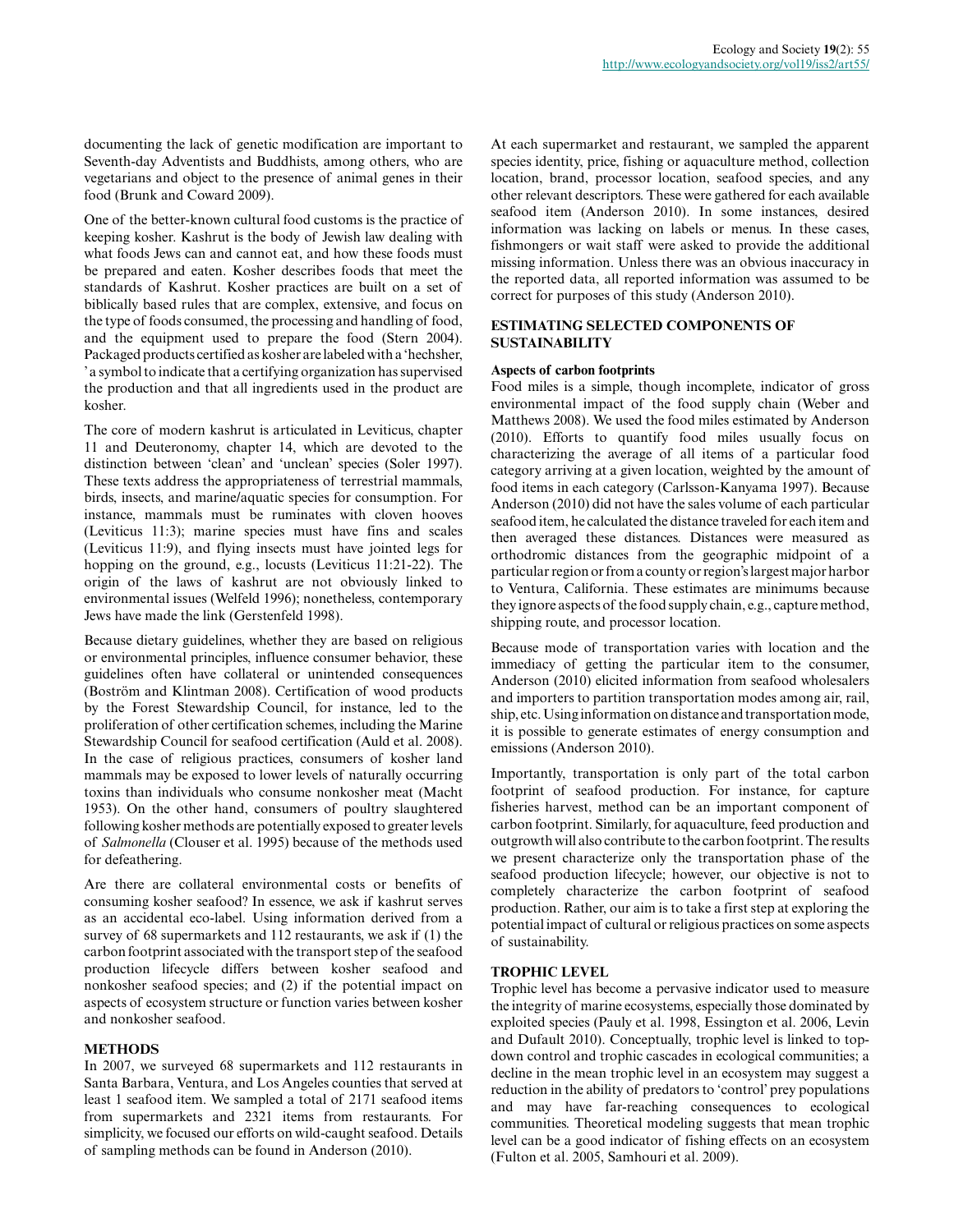documenting the lack of genetic modification are important to Seventh-day Adventists and Buddhists, among others, who are vegetarians and object to the presence of animal genes in their food (Brunk and Coward 2009).

One of the better-known cultural food customs is the practice of keeping kosher. Kashrut is the body of Jewish law dealing with what foods Jews can and cannot eat, and how these foods must be prepared and eaten. Kosher describes foods that meet the standards of Kashrut. Kosher practices are built on a set of biblically based rules that are complex, extensive, and focus on the type of foods consumed, the processing and handling of food, and the equipment used to prepare the food (Stern 2004). Packaged products certified as kosher are labeled with a 'hechsher, ' a symbol to indicate that a certifying organization has supervised the production and that all ingredients used in the product are kosher.

The core of modern kashrut is articulated in Leviticus, chapter 11 and Deuteronomy, chapter 14, which are devoted to the distinction between 'clean' and 'unclean' species (Soler 1997). These texts address the appropriateness of terrestrial mammals, birds, insects, and marine/aquatic species for consumption. For instance, mammals must be ruminates with cloven hooves (Leviticus 11:3); marine species must have fins and scales (Leviticus 11:9), and flying insects must have jointed legs for hopping on the ground, e.g., locusts (Leviticus 11:21-22). The origin of the laws of kashrut are not obviously linked to environmental issues (Welfeld 1996); nonetheless, contemporary Jews have made the link (Gerstenfeld 1998).

Because dietary guidelines, whether they are based on religious or environmental principles, influence consumer behavior, these guidelines often have collateral or unintended consequences (Boström and Klintman 2008). Certification of wood products by the Forest Stewardship Council, for instance, led to the proliferation of other certification schemes, including the Marine Stewardship Council for seafood certification (Auld et al. 2008). In the case of religious practices, consumers of kosher land mammals may be exposed to lower levels of naturally occurring toxins than individuals who consume nonkosher meat (Macht 1953). On the other hand, consumers of poultry slaughtered following kosher methods are potentially exposed to greater levels of *Salmonella* (Clouser et al. 1995) because of the methods used for defeathering.

Are there are collateral environmental costs or benefits of consuming kosher seafood? In essence, we ask if kashrut serves as an accidental eco-label. Using information derived from a survey of 68 supermarkets and 112 restaurants, we ask if (1) the carbon footprint associated with the transport step of the seafood production lifecycle differs between kosher seafood and nonkosher seafood species; and (2) if the potential impact on aspects of ecosystem structure or function varies between kosher and nonkosher seafood.

## METHODS

In 2007, we surveyed 68 supermarkets and 112 restaurants in Santa Barbara, Ventura, and Los Angeles counties that served at least 1 seafood item. We sampled a total of 2171 seafood items from supermarkets and 2321 items from restaurants. For simplicity, we focused our efforts on wild-caught seafood. Details of sampling methods can be found in Anderson (2010).

At each supermarket and restaurant, we sampled the apparent species identity, price, fishing or aquaculture method, collection location, brand, processor location, seafood species, and any other relevant descriptors. These were gathered for each available seafood item (Anderson 2010). In some instances, desired information was lacking on labels or menus. In these cases, fishmongers or wait staff were asked to provide the additional missing information. Unless there was an obvious inaccuracy in the reported data, all reported information was assumed to be correct for purposes of this study (Anderson 2010).

## ESTIMATING SELECTED COMPONENTS OF SUSTAINABILITY

### Aspects of carbon footprints

Food miles is a simple, though incomplete, indicator of gross environmental impact of the food supply chain (Weber and Matthews 2008). We used the food miles estimated by Anderson (2010). Efforts to quantify food miles usually focus on characterizing the average of all items of a particular food category arriving at a given location, weighted by the amount of food items in each category (Carlsson-Kanyama 1997). Because Anderson (2010) did not have the sales volume of each particular seafood item, he calculated the distance traveled for each item and then averaged these distances. Distances were measured as orthodromic distances from the geographic midpoint of a particular region or from a county or region's largest major harbor to Ventura, California. These estimates are minimums because they ignore aspects of the food supply chain, e.g., capture method, shipping route, and processor location.

Because mode of transportation varies with location and the immediacy of getting the particular item to the consumer, Anderson (2010) elicited information from seafood wholesalers and importers to partition transportation modes among air, rail, ship, etc. Using information on distance and transportation mode, it is possible to generate estimates of energy consumption and emissions (Anderson 2010).

Importantly, transportation is only part of the total carbon footprint of seafood production. For instance, for capture fisheries harvest, method can be an important component of carbon footprint. Similarly, for aquaculture, feed production and outgrowth will also contribute to the carbon footprint. The results we present characterize only the transportation phase of the seafood production lifecycle; however, our objective is not to completely characterize the carbon footprint of seafood production. Rather, our aim is to take a first step at exploring the potential impact of cultural or religious practices on some aspects of sustainability.

## TROPHIC LEVEL

Trophic level has become a pervasive indicator used to measure the integrity of marine ecosystems, especially those dominated by exploited species (Pauly et al. 1998, Essington et al. 2006, Levin and Dufault 2010). Conceptually, trophic level is linked to top-down control and trophic cascades in ecological communities; a decline in the mean trophic level in an ecosystem may suggest a reduction in the ability of predators to 'control' prey populations and may have far-reaching consequences to ecological communities. Theoretical modeling suggests that mean trophic level can be a good indicator of fishing effects on an ecosystem (Fulton et al. 2005, Samhouri et al. 2009).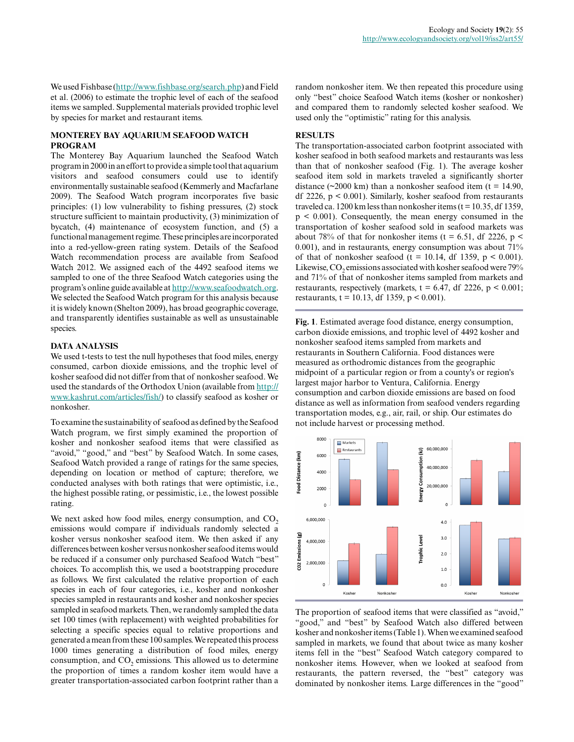We used Fishbase (http://www.fishbase.org/search.php) and Field et al. (2006) to estimate the trophic level of each of the seafood items we sampled. Supplemental materials provided trophic level by species for market and restaurant items.

### MONTEREY BAY AQUARIUM SEAFOOD WATCH PROGRAM

The Monterey Bay Aquarium launched the Seafood Watch program in 2000 in an effort to provide a simple tool that aquarium visitors and seafood consumers could use to identify environmentally sustainable seafood (Kemmerly and Macfarlane 2009). The Seafood Watch program incorporates five basic principles: (1) low vulnerability to fishing pressures, (2) stock structure sufficient to maintain productivity, (3) minimization of bycatch, (4) maintenance of ecosystem function, and (5) a functional management regime. These principles are incorporated into a red-yellow-green rating system. Details of the Seafood Watch recommendation process are available from Seafood Watch 2012. We assigned each of the 4492 seafood items we sampled to one of the three Seafood Watch categories using the program's online guide available at http://www.seafoodwatch.org. We selected the Seafood Watch program for this analysis because it is widely known (Shelton 2009), has broad geographic coverage, and transparently identifies sustainable as well as unsustainable species.

### DATA ANALYSIS

We used t-tests to test the null hypotheses that food miles, energy consumed, carbon dioxide emissions, and the trophic level of kosher seafood did not differ from that of nonkosher seafood. We used the standards of the Orthodox Union (available from http://www.kashrut.com/articles/fish/) to classify seafood as kosher or nonkosher.

To examine the sustainability of seafood as defined by the Seafood Watch program, we first simply examined the proportion of kosher and nonkosher seafood items that were classified as "avoid," "good," and "best" by Seafood Watch. In some cases, Seafood Watch provided a range of ratings for the same species, depending on location or method of capture; therefore, we conducted analyses with both ratings that were optimistic, i.e., the highest possible rating, or pessimistic, i.e., the lowest possible rating.

We next asked how food miles, energy consumption, and $CO_2$ emissions would compare if individuals randomly selected a kosher versus nonkosher seafood item. We then asked if any differences between kosher versus nonkosher seafood items would be reduced if a consumer only purchased Seafood Watch "best" choices. To accomplish this, we used a bootstrapping procedure as follows. We first calculated the relative proportion of each species in each of four categories, i.e., kosher and nonkosher species sampled in restaurants and kosher and nonkosher species sampled in seafood markets. Then, we randomly sampled the data set 100 times (with replacement) with weighted probabilities for selecting a specific species equal to relative proportions and generated a mean from these 100 samples. We repeated this process 1000 times generating a distribution of food miles, energy consumption, and $CO_2$ emissions. This allowed us to determine the proportion of times a random kosher item would have a greater transportation-associated carbon footprint rather than a random nonkosher item. We then repeated this procedure using only "best" choice Seafood Watch items (kosher or nonkosher) and compared them to randomly selected kosher seafood. We used only the "optimistic" rating for this analysis.

## RESULTS

The transportation-associated carbon footprint associated with kosher seafood in both seafood markets and restaurants was less than that of nonkosher seafood (Fig. 1). The average kosher seafood item sold in markets traveled a significantly shorter distance (~2000 km) than a nonkosher seafood item ($t = 14.90$, df 2226, $p < 0.001$). Similarly, kosher seafood from restaurants traveled ca. 1200 km less than nonkosher items ($t = 10.35$, df 1359, $p < 0.001$). Consequently, the mean energy consumed in the transportation of kosher seafood sold in seafood markets was about 78% of that for nonkosher items ($t = 6.51$, df 2226, $p < 0.001$), and in restaurants, energy consumption was about 71% of that of nonkosher seafood ($t = 10.14$, df 1359, $p < 0.001$). Likewise, $CO_2$ emissions associated with kosher seafood were 79% and 71% of that of nonkosher items sampled from markets and restaurants, respectively (markets, $t = 6.47$, df 2226, $p < 0.001$; restaurants, $t = 10.13$, df 1359, $p < 0.001$).

**Fig. 1**. Estimated average food distance, energy consumption, carbon dioxide emissions, and trophic level of 4492 kosher and nonkosher seafood items sampled from markets and restaurants in Southern California. Food distances were measured as orthodromic distances from the geographic midpoint of a particular region or from a county's or region's largest major harbor to Ventura, California. Energy consumption and carbon dioxide emissions are based on food distance as well as information from seafood venders regarding transportation modes, e.g., air, rail, or ship. Our estimates do not include harvest or processing method.

The proportion of seafood items that were classified as "avoid," "good," and "best" by Seafood Watch also differed between kosher and nonkosher items (Table 1). When we examined seafood sampled in markets, we found that about twice as many kosher items fell in the "best" Seafood Watch category compared to nonkosher items. However, when we looked at seafood from restaurants, the pattern reversed, the "best" category was dominated by nonkosher items. Large differences in the "good"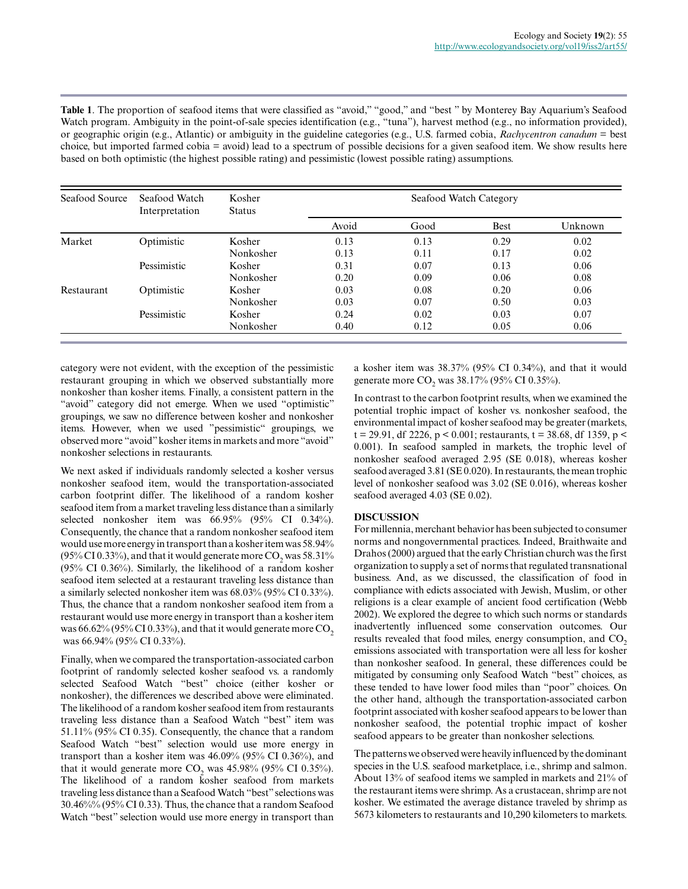**Table 1**. The proportion of seafood items that were classified as "avoid," "good," and "best " by Monterey Bay Aquarium's Seafood Watch program. Ambiguity in the point-of-sale species identification (e.g., "tuna"), harvest method (e.g., no information provided), or geographic origin (e.g., Atlantic) or ambiguity in the guideline categories (e.g., U.S. farmed cobia, *Rachycentron canadum* = best choice, but imported farmed cobia = avoid) lead to a spectrum of possible decisions for a given seafood item. We show results here based on both optimistic (the highest possible rating) and pessimistic (lowest possible rating) assumptions.

| Seafood Source | Seafood Watch Interpretation | Kosher Status | Seafood Watch Category | | | |
|---|---|---|---|---|---|---|
| | | | Avoid | Good | Best | Unknown |
| Market | Optimistic | Kosher | 0.13 | 0.13 | 0.29 | 0.02 |
| | | Nonkosher | 0.13 | 0.11 | 0.17 | 0.02 |
| | Pessimistic | Kosher | 0.31 | 0.07 | 0.13 | 0.06 |
| | | Nonkosher | 0.20 | 0.09 | 0.06 | 0.08 |
| Restaurant | Optimistic | Kosher | 0.03 | 0.08 | 0.20 | 0.06 |
| | | Nonkosher | 0.03 | 0.07 | 0.50 | 0.03 |
| | Pessimistic | Kosher | 0.24 | 0.02 | 0.03 | 0.07 |
| | | Nonkosher | 0.40 | 0.12 | 0.05 | 0.06 |

category were not evident, with the exception of the pessimistic restaurant grouping in which we observed substantially more nonkosher than kosher items. Finally, a consistent pattern in the "avoid" category did not emerge. When we used "optimistic" groupings, we saw no difference between kosher and nonkosher items. However, when we used "pessimistic" groupings, we observed more "avoid" kosher items in markets and more "avoid" nonkosher selections in restaurants.

We next asked if individuals randomly selected a kosher versus nonkosher seafood item, would the transportation-associated carbon footprint differ. The likelihood of a random kosher seafood item from a market traveling less distance than a similarly selected nonkosher item was 66.95% (95% CI 0.34%). Consequently, the chance that a random nonkosher seafood item would use more energy in transport than a kosher item was 58.94% (95% CI 0.33%), and that it would generate more $CO_2$ was 58.31% (95% CI 0.36%). Similarly, the likelihood of a random kosher seafood item selected at a restaurant traveling less distance than a similarly selected nonkosher item was 68.03% (95% CI 0.33%). Thus, the chance that a random nonkosher seafood item from a restaurant would use more energy in transport than a kosher item was 66.62% (95% CI 0.33%), and that it would generate more $CO_2$ was 66.94% (95% CI 0.33%).

Finally, when we compared the transportation-associated carbon footprint of randomly selected kosher seafood vs. a randomly selected Seafood Watch "best" choice (either kosher or nonkosher), the differences we described above were eliminated. The likelihood of a random kosher seafood item from restaurants traveling less distance than a Seafood Watch "best" item was 51.11% (95% CI 0.35). Consequently, the chance that a random Seafood Watch "best" selection would use more energy in transport than a kosher item was 46.09% (95% CI 0.36%), and that it would generate more $CO_2$ was 45.98% (95% CI 0.35%). The likelihood of a random kosher seafood from markets traveling less distance than a Seafood Watch "best" selections was 30.46%% (95% CI 0.33). Thus, the chance that a random Seafood Watch "best" selection would use more energy in transport than a kosher item was 38.37% (95% CI 0.34%), and that it would generate more $CO_2$ was 38.17% (95% CI 0.35%).

In contrast to the carbon footprint results, when we examined the potential trophic impact of kosher vs. nonkosher seafood, the environmental impact of kosher seafood may be greater (markets, $t = 29.91$, df 2226, $p < 0.001$; restaurants, $t = 38.68$, df 1359, $p < 0.001$). In seafood sampled in markets, the trophic level of nonkosher seafood averaged 2.95 (SE 0.018), whereas kosher seafood averaged 3.81 (SE 0.020). In restaurants, the mean trophic level of nonkosher seafood was 3.02 (SE 0.016), whereas kosher seafood averaged 4.03 (SE 0.02).

## DISCUSSION

For millennia, merchant behavior has been subjected to consumer norms and nongovernmental practices. Indeed, Braithwaite and Drahos (2000) argued that the early Christian church was the first organization to supply a set of norms that regulated transnational business. And, as we discussed, the classification of food in compliance with edicts associated with Jewish, Muslim, or other religions is a clear example of ancient food certification (Webb 2002). We explored the degree to which such norms or standards inadvertently influenced some conservation outcomes. Our results revealed that food miles, energy consumption, and $CO_2$ emissions associated with transportation were all less for kosher than nonkosher seafood. In general, these differences could be mitigated by consuming only Seafood Watch "best" choices, as these tended to have lower food miles than "poor" choices. On the other hand, although the transportation-associated carbon footprint associated with kosher seafood appears to be lower than nonkosher seafood, the potential trophic impact of kosher seafood appears to be greater than nonkosher selections.

The patterns we observed were heavily influenced by the dominant species in the U.S. seafood marketplace, i.e., shrimp and salmon. About 13% of seafood items we sampled in markets and 21% of the restaurant items were shrimp. As a crustacean, shrimp are not kosher. We estimated the average distance traveled by shrimp as 5673 kilometers to restaurants and 10,290 kilometers to markets.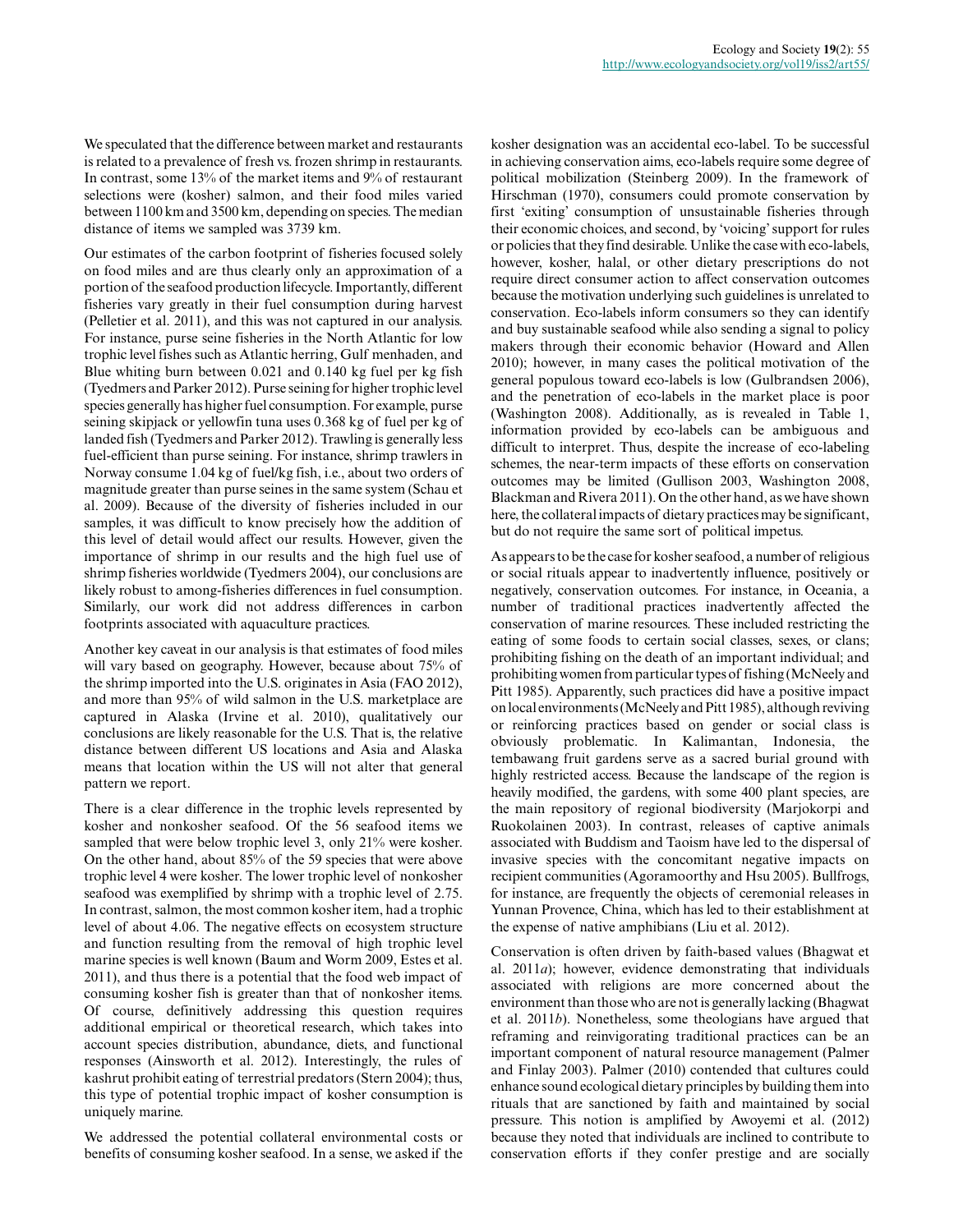We speculated that the difference between market and restaurants is related to a prevalence of fresh vs. frozen shrimp in restaurants. In contrast, some 13% of the market items and 9% of restaurant selections were (kosher) salmon, and their food miles varied between 1100 km and 3500 km, depending on species. The median distance of items we sampled was 3739 km.

Our estimates of the carbon footprint of fisheries focused solely on food miles and are thus clearly only an approximation of a portion of the seafood production lifecycle. Importantly, different fisheries vary greatly in their fuel consumption during harvest (Pelletier et al. 2011), and this was not captured in our analysis. For instance, purse seine fisheries in the North Atlantic for low trophic level fishes such as Atlantic herring, Gulf menhaden, and Blue whiting burn between 0.021 and 0.140 kg fuel per kg fish (Tyedmers and Parker 2012). Purse seining for higher trophic level species generally has higher fuel consumption. For example, purse seining skipjack or yellowfin tuna uses 0.368 kg of fuel per kg of landed fish (Tyedmers and Parker 2012). Trawling is generally less fuel-efficient than purse seining. For instance, shrimp trawlers in Norway consume 1.04 kg of fuel/kg fish, i.e., about two orders of magnitude greater than purse seines in the same system (Schau et al. 2009). Because of the diversity of fisheries included in our samples, it was difficult to know precisely how the addition of this level of detail would affect our results. However, given the importance of shrimp in our results and the high fuel use of shrimp fisheries worldwide (Tyedmers 2004), our conclusions are likely robust to among-fisheries differences in fuel consumption. Similarly, our work did not address differences in carbon footprints associated with aquaculture practices.

Another key caveat in our analysis is that estimates of food miles will vary based on geography. However, because about 75% of the shrimp imported into the U.S. originates in Asia (FAO 2012), and more than 95% of wild salmon in the U.S. marketplace are captured in Alaska (Irvine et al. 2010), qualitatively our conclusions are likely reasonable for the U.S. That is, the relative distance between different US locations and Asia and Alaska means that location within the US will not alter that general pattern we report.

There is a clear difference in the trophic levels represented by kosher and nonkosher seafood. Of the 56 seafood items we sampled that were below trophic level 3, only 21% were kosher. On the other hand, about 85% of the 59 species that were above trophic level 4 were kosher. The lower trophic level of nonkosher seafood was exemplified by shrimp with a trophic level of 2.75. In contrast, salmon, the most common kosher item, had a trophic level of about 4.06. The negative effects on ecosystem structure and function resulting from the removal of high trophic level marine species is well known (Baum and Worm 2009, Estes et al. 2011), and thus there is a potential that the food web impact of consuming kosher fish is greater than that of nonkosher items. Of course, definitively addressing this question requires additional empirical or theoretical research, which takes into account species distribution, abundance, diets, and functional responses (Ainsworth et al. 2012). Interestingly, the rules of kashrut prohibit eating of terrestrial predators (Stern 2004); thus, this type of potential trophic impact of kosher consumption is uniquely marine.

We addressed the potential collateral environmental costs or benefits of consuming kosher seafood. In a sense, we asked if the kosher designation was an accidental eco-label. To be successful in achieving conservation aims, eco-labels require some degree of political mobilization (Steinberg 2009). In the framework of Hirschman (1970), consumers could promote conservation by first 'exiting' consumption of unsustainable fisheries through their economic choices, and second, by 'voicing' support for rules or policies that they find desirable. Unlike the case with eco-labels, however, kosher, halal, or other dietary prescriptions do not require direct consumer action to affect conservation outcomes because the motivation underlying such guidelines is unrelated to conservation. Eco-labels inform consumers so they can identify and buy sustainable seafood while also sending a signal to policy makers through their economic behavior (Howard and Allen 2010); however, in many cases the political motivation of the general populous toward eco-labels is low (Gulbrandsen 2006), and the penetration of eco-labels in the market place is poor (Washington 2008). Additionally, as is revealed in Table 1, information provided by eco-labels can be ambiguous and difficult to interpret. Thus, despite the increase of eco-labeling schemes, the near-term impacts of these efforts on conservation outcomes may be limited (Gullison 2003, Washington 2008, Blackman and Rivera 2011). On the other hand, as we have shown here, the collateral impacts of dietary practices may be significant, but do not require the same sort of political impetus.

As appears to be the case for kosher seafood, a number of religious or social rituals appear to inadvertently influence, positively or negatively, conservation outcomes. For instance, in Oceania, a number of traditional practices inadvertently affected the conservation of marine resources. These included restricting the eating of some foods to certain social classes, sexes, or clans; prohibiting fishing on the death of an important individual; and prohibiting women from particular types of fishing (McNeely and Pitt 1985). Apparently, such practices did have a positive impact on local environments (McNeely and Pitt 1985), although reviving or reinforcing practices based on gender or social class is obviously problematic. In Kalimantan, Indonesia, the tembawang fruit gardens serve as a sacred burial ground with highly restricted access. Because the landscape of the region is heavily modified, the gardens, with some 400 plant species, are the main repository of regional biodiversity (Marjokorpi and Ruokolainen 2003). In contrast, releases of captive animals associated with Buddism and Taoism have led to the dispersal of invasive species with the concomitant negative impacts on recipient communities (Agoramoorthy and Hsu 2005). Bullfrogs, for instance, are frequently the objects of ceremonial releases in Yunnan Provence, China, which has led to their establishment at the expense of native amphibians (Liu et al. 2012).

Conservation is often driven by faith-based values (Bhagwat et al. 2011*a*); however, evidence demonstrating that individuals associated with religions are more concerned about the environment than those who are not is generally lacking (Bhagwat et al. 2011*b*). Nonetheless, some theologians have argued that reframing and reinvigorating traditional practices can be an important component of natural resource management (Palmer and Finlay 2003). Palmer (2010) contended that cultures could enhance sound ecological dietary principles by building them into rituals that are sanctioned by faith and maintained by social pressure. This notion is amplified by Awoyemi et al. (2012) because they noted that individuals are inclined to contribute to conservation efforts if they confer prestige and are socially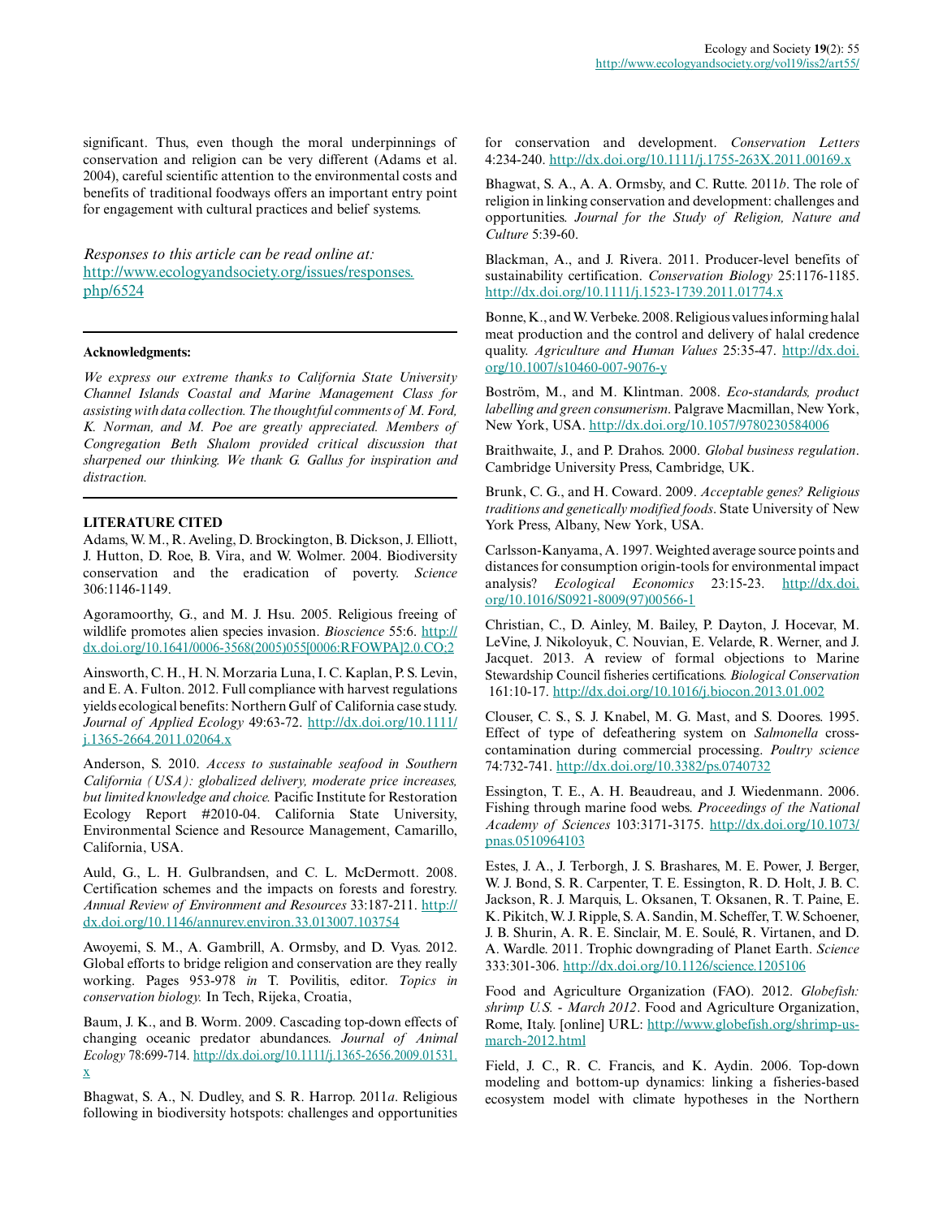significant. Thus, even though the moral underpinnings of conservation and religion can be very different (Adams et al. 2004), careful scientific attention to the environmental costs and benefits of traditional foodways offers an important entry point for engagement with cultural practices and belief systems.

*Responses to this article can be read online at:* http://www.ecologyandsociety.org/issues/responses.php/6524

---

**Acknowledgments:**

*We express our extreme thanks to California State University Channel Islands Coastal and Marine Management Class for assisting with data collection. The thoughtful comments of M. Ford, K. Norman, and M. Poe are greatly appreciated. Members of Congregation Beth Shalom provided critical discussion that sharpened our thinking. We thank G. Gallus for inspiration and distraction.*

---

**LITERATURE CITED**

Adams, W. M., R. Aveling, D. Brockington, B. Dickson, J. Elliott, J. Hutton, D. Roe, B. Vira, and W. Wolmer. 2004. Biodiversity conservation and the eradication of poverty. *Science* 306:1146-1149.

Agoramoorthy, G., and M. J. Hsu. 2005. Religious freeing of wildlife promotes alien species invasion. *Bioscience* 55:6. http://dx.doi.org/10.1641/0006-3568(2005)055[0006:RFOWPA]2.0.CO;2

Ainsworth, C. H., H. N. Morzaria Luna, I. C. Kaplan, P. S. Levin, and E. A. Fulton. 2012. Full compliance with harvest regulations yields ecological benefits: Northern Gulf of California case study. *Journal of Applied Ecology* 49:63-72. http://dx.doi.org/10.1111/j.1365-2664.2011.02064.x

Anderson, S. 2010. *Access to sustainable seafood in Southern California (USA): globalized delivery, moderate price increases, but limited knowledge and choice.* Pacific Institute for Restoration Ecology Report #2010-04. California State University, Environmental Science and Resource Management, Camarillo, California, USA.

Auld, G., L. H. Gulbrandsen, and C. L. McDermott. 2008. Certification schemes and the impacts on forests and forestry. *Annual Review of Environment and Resources* 33:187-211. http://dx.doi.org/10.1146/annurev.environ.33.013007.103754

Awoyemi, S. M., A. Gambrill, A. Ormsby, and D. Vyas. 2012. Global efforts to bridge religion and conservation are they really working. Pages 953-978 *in* T. Povilitis, editor. *Topics in conservation biology.* In Tech, Rijeka, Croatia,

Baum, J. K., and B. Worm. 2009. Cascading top-down effects of changing oceanic predator abundances. *Journal of Animal Ecology* 78:699-714. http://dx.doi.org/10.1111/j.1365-2656.2009.01531.x

Bhagwat, S. A., N. Dudley, and S. R. Harrop. 2011*a*. Religious following in biodiversity hotspots: challenges and opportunities for conservation and development. *Conservation Letters* 4:234-240. http://dx.doi.org/10.1111/j.1755-263X.2011.00169.x

Bhagwat, S. A., A. A. Ormsby, and C. Rutte. 2011*b*. The role of religion in linking conservation and development: challenges and opportunities. *Journal for the Study of Religion, Nature and Culture* 5:39-60.

Blackman, A., and J. Rivera. 2011. Producer-level benefits of sustainability certification. *Conservation Biology* 25:1176-1185. http://dx.doi.org/10.1111/j.1523-1739.2011.01774.x

Bonne, K., and W. Verbeke. 2008. Religious values informing halal meat production and the control and delivery of halal credence quality. *Agriculture and Human Values* 25:35-47. http://dx.doi.org/10.1007/s10460-007-9076-y

Boström, M., and M. Klintman. 2008. *Eco-standards, product labelling and green consumerism*. Palgrave Macmillan, New York, New York, USA. http://dx.doi.org/10.1057/9780230584006

Braithwaite, J., and P. Drahos. 2000. *Global business regulation*. Cambridge University Press, Cambridge, UK.

Brunk, C. G., and H. Coward. 2009. *Acceptable genes? Religious traditions and genetically modified foods*. State University of New York Press, Albany, New York, USA.

Carlsson-Kanyama, A. 1997. Weighted average source points and distances for consumption origin-tools for environmental impact analysis? *Ecological Economics* 23:15-23. http://dx.doi.org/10.1016/S0921-8009(97)00566-1

Christian, C., D. Ainley, M. Bailey, P. Dayton, J. Hocevar, M. LeVine, J. Nikoloyuk, C. Nouvian, E. Velarde, R. Werner, and J. Jacquet. 2013. A review of formal objections to Marine Stewardship Council fisheries certifications. *Biological Conservation* 161:10-17. http://dx.doi.org/10.1016/j.biocon.2013.01.002

Clouser, C. S., S. J. Knabel, M. G. Mast, and S. Doores. 1995. Effect of type of defeathering system on *Salmonella* cross-contamination during commercial processing. *Poultry science* 74:732-741. http://dx.doi.org/10.3382/ps.0740732

Essington, T. E., A. H. Beaudreau, and J. Wiedenmann. 2006. Fishing through marine food webs. *Proceedings of the National Academy of Sciences* 103:3171-3175. http://dx.doi.org/10.1073/pnas.0510964103

Estes, J. A., J. Terborgh, J. S. Brashares, M. E. Power, J. Berger, W. J. Bond, S. R. Carpenter, T. E. Essington, R. D. Holt, J. B. C. Jackson, R. J. Marquis, L. Oksanen, T. Oksanen, R. T. Paine, E. K. Pikitch, W. J. Ripple, S. A. Sandin, M. Scheffer, T. W. Schoener, J. B. Shurin, A. R. E. Sinclair, M. E. Soulé, R. Virtanen, and D. A. Wardle. 2011. Trophic downgrading of Planet Earth. *Science* 333:301-306. http://dx.doi.org/10.1126/science.1205106

Food and Agriculture Organization (FAO). 2012. *Globefish: shrimp U.S. - March 2012*. Food and Agriculture Organization, Rome, Italy. [online] URL: http://www.globefish.org/shrimp-us-march-2012.html

Field, J. C., R. C. Francis, and K. Aydin. 2006. Top-down modeling and bottom-up dynamics: linking a fisheries-based ecosystem model with climate hypotheses in the Northern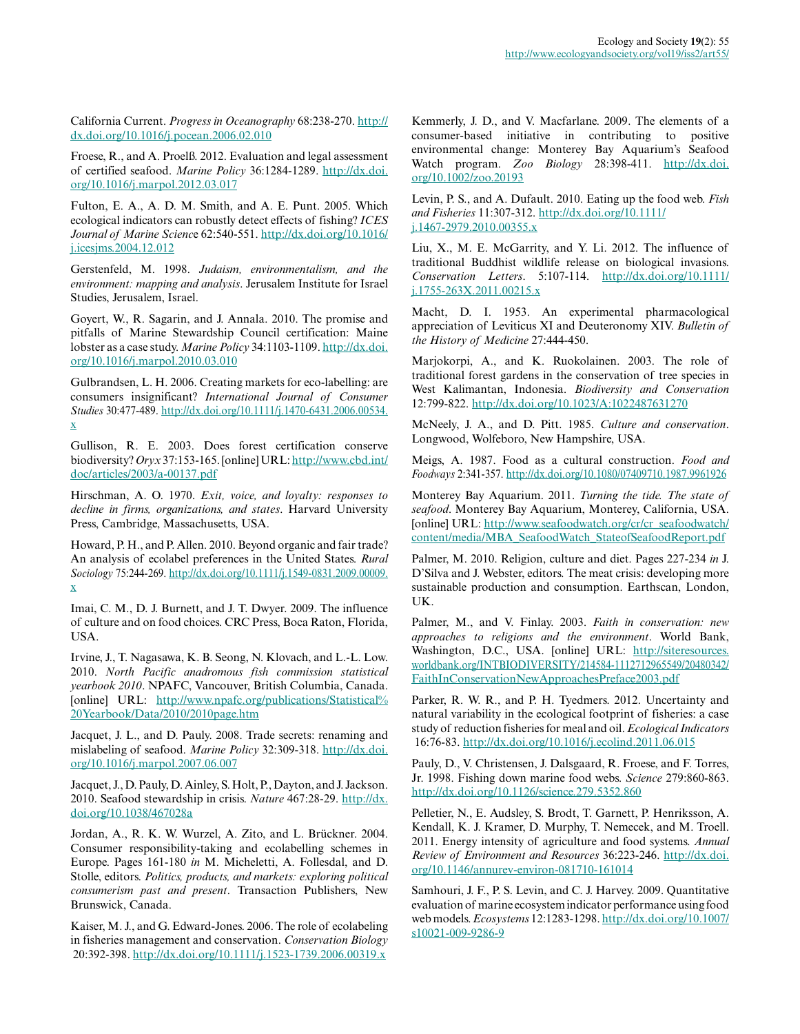California Current. *Progress in Oceanography* 68:238-270. http://dx.doi.org/10.1016/j.pocean.2006.02.010

Froese, R., and A. Proelß. 2012. Evaluation and legal assessment of certified seafood. *Marine Policy* 36:1284-1289. http://dx.doi.org/10.1016/j.marpol.2012.03.017

Fulton, E. A., A. D. M. Smith, and A. E. Punt. 2005. Which ecological indicators can robustly detect effects of fishing? *ICES Journal of Marine Science* 62:540-551. http://dx.doi.org/10.1016/j.icesjms.2004.12.012

Gerstenfeld, M. 1998. *Judaism, environmentalism, and the environment: mapping and analysis*. Jerusalem Institute for Israel Studies, Jerusalem, Israel.

Goyert, W., R. Sagarin, and J. Annala. 2010. The promise and pitfalls of Marine Stewardship Council certification: Maine lobster as a case study. *Marine Policy* 34:1103-1109. http://dx.doi.org/10.1016/j.marpol.2010.03.010

Gulbrandsen, L. H. 2006. Creating markets for eco-labelling: are consumers insignificant? *International Journal of Consumer Studies* 30:477-489. http://dx.doi.org/10.1111/j.1470-6431.2006.00534.x

Gullison, R. E. 2003. Does forest certification conserve biodiversity? *Oryx* 37:153-165. [online] URL: http://www.cbd.int/doc/articles/2003/a-00137.pdf

Hirschman, A. O. 1970. *Exit, voice, and loyalty: responses to decline in firms, organizations, and states*. Harvard University Press, Cambridge, Massachusetts, USA.

Howard, P. H., and P. Allen. 2010. Beyond organic and fair trade? An analysis of ecolabel preferences in the United States. *Rural Sociology* 75:244-269. http://dx.doi.org/10.1111/j.1549-0831.2009.00009.x

Imai, C. M., D. J. Burnett, and J. T. Dwyer. 2009. The influence of culture and on food choices. CRC Press, Boca Raton, Florida, USA.

Irvine, J., T. Nagasawa, K. B. Seong, N. Klovach, and L.-L. Low. 2010. *North Pacific anadromous fish commission statistical yearbook 2010*. NPAFC, Vancouver, British Columbia, Canada. [online] URL: http://www.npafc.org/publications/Statistical%20Yearbook/Data/2010/2010page.htm

Jacquet, J. L., and D. Pauly. 2008. Trade secrets: renaming and mislabeling of seafood. *Marine Policy* 32:309-318. http://dx.doi.org/10.1016/j.marpol.2007.06.007

Jacquet, J., D. Pauly, D. Ainley, S. Holt, P., Dayton, and J. Jackson. 2010. Seafood stewardship in crisis. *Nature* 467:28-29. http://dx.doi.org/10.1038/467028a

Jordan, A., R. K. W. Wurzel, A. Zito, and L. Brückner. 2004. Consumer responsibility-taking and ecolabelling schemes in Europe. Pages 161-180 *in* M. Micheletti, A. Follesdal, and D. Stolle, editors. *Politics, products, and markets: exploring political consumerism past and present*. Transaction Publishers, New Brunswick, Canada.

Kaiser, M. J., and G. Edward-Jones. 2006. The role of ecolabeling in fisheries management and conservation. *Conservation Biology* 20:392-398. http://dx.doi.org/10.1111/j.1523-1739.2006.00319.x

Kemmerly, J. D., and V. Macfarlane. 2009. The elements of a consumer-based initiative in contributing to positive environmental change: Monterey Bay Aquarium's Seafood Watch program. *Zoo Biology* 28:398-411. http://dx.doi.org/10.1002/zoo.20193

Levin, P. S., and A. Dufault. 2010. Eating up the food web. *Fish and Fisheries* 11:307-312. http://dx.doi.org/10.1111/j.1467-2979.2010.00355.x

Liu, X., M. E. McGarrity, and Y. Li. 2012. The influence of traditional Buddhist wildlife release on biological invasions. *Conservation Letters*. 5:107-114. http://dx.doi.org/10.1111/j.1755-263X.2011.00215.x

Macht, D. I. 1953. An experimental pharmacological appreciation of Leviticus XI and Deuteronomy XIV. *Bulletin of the History of Medicine* 27:444-450.

Marjokorpi, A., and K. Ruokolainen. 2003. The role of traditional forest gardens in the conservation of tree species in West Kalimantan, Indonesia. *Biodiversity and Conservation* 12:799-822. http://dx.doi.org/10.1023/A:1022487631270

McNeely, J. A., and D. Pitt. 1985. *Culture and conservation*. Longwood, Wolfeboro, New Hampshire, USA.

Meigs, A. 1987. Food as a cultural construction. *Food and Foodways* 2:341-357. http://dx.doi.org/10.1080/07409710.1987.9961926

Monterey Bay Aquarium. 2011. *Turning the tide. The state of seafood*. Monterey Bay Aquarium, Monterey, California, USA. [online] URL: http://www.seafoodwatch.org/cr/cr_seafoodwatch/content/media/MBA_SeafoodWatch_StateofSeafoodReport.pdf

Palmer, M. 2010. Religion, culture and diet. Pages 227-234 *in* J. D'Silva and J. Webster, editors. The meat crisis: developing more sustainable production and consumption. Earthscan, London, UK.

Palmer, M., and V. Finlay. 2003. *Faith in conservation: new approaches to religions and the environment*. World Bank, Washington, D.C., USA. [online] URL: http://siteresources.worldbank.org/INTBIODIVERSITY/214584-1112712965549/20480342/FaithInConservationNewApproachesPreface2003.pdf

Parker, R. W. R., and P. H. Tyedmers. 2012. Uncertainty and natural variability in the ecological footprint of fisheries: a case study of reduction fisheries for meal and oil. *Ecological Indicators* 16:76-83. http://dx.doi.org/10.1016/j.ecolind.2011.06.015

Pauly, D., V. Christensen, J. Dalsgaard, R. Froese, and F. Torres, Jr. 1998. Fishing down marine food webs. *Science* 279:860-863. http://dx.doi.org/10.1126/science.279.5352.860

Pelletier, N., E. Audsley, S. Brodt, T. Garnett, P. Henriksson, A. Kendall, K. J. Kramer, D. Murphy, T. Nemecek, and M. Troell. 2011. Energy intensity of agriculture and food systems. *Annual Review of Environment and Resources* 36:223-246. http://dx.doi.org/10.1146/annurev-environ-081710-161014

Samhouri, J. F., P. S. Levin, and C. J. Harvey. 2009. Quantitative evaluation of marine ecosystem indicator performance using food web models. *Ecosystems* 12:1283-1298. http://dx.doi.org/10.1007/s10021-009-9286-9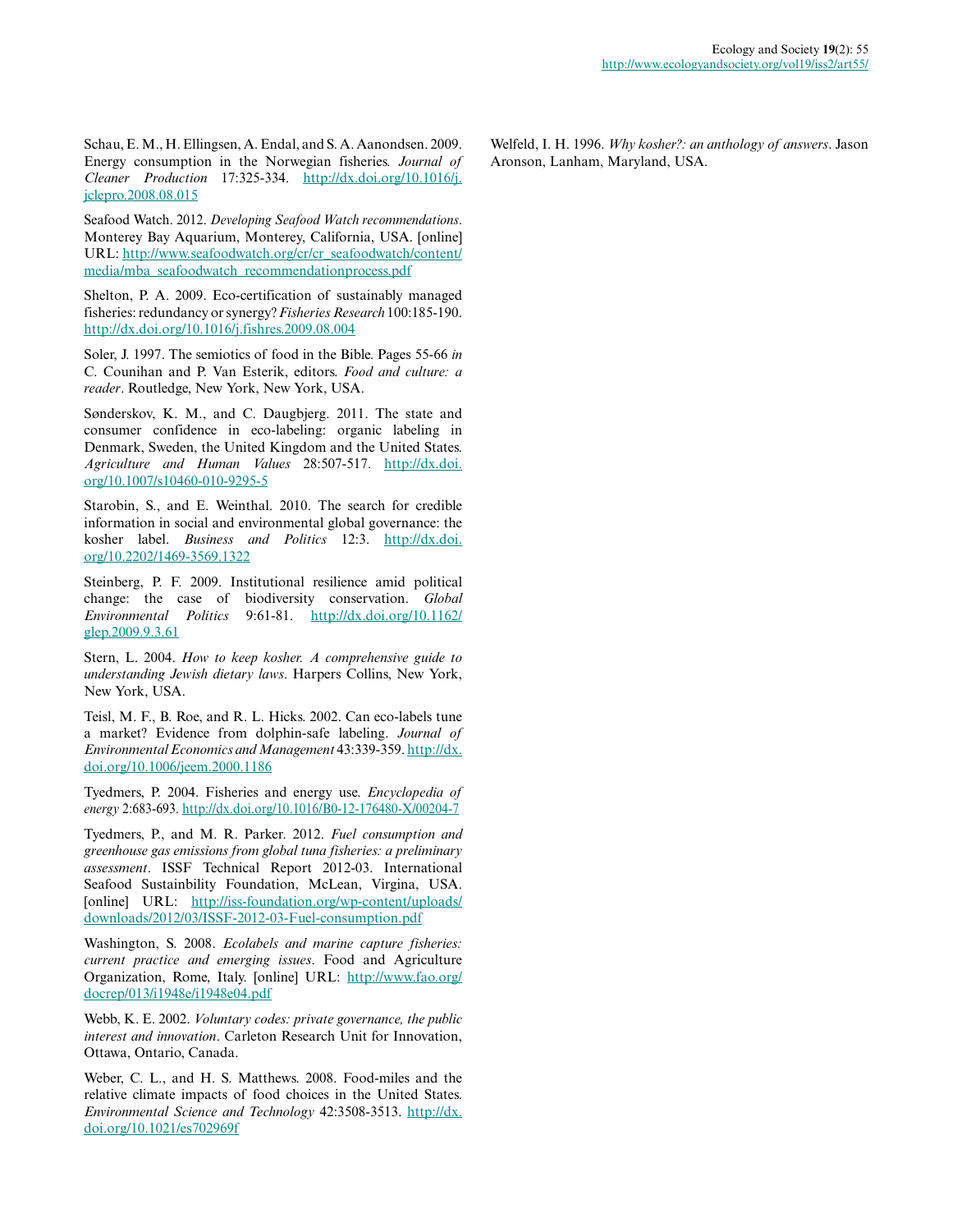Schau, E. M., H. Ellingsen, A. Endal, and S. A. Aanondsen. 2009. Energy consumption in the Norwegian fisheries. *Journal of Cleaner Production* 17:325-334. http://dx.doi.org/10.1016/j.jclepro.2008.08.015

Seafood Watch. 2012. *Developing Seafood Watch recommendations*. Monterey Bay Aquarium, Monterey, California, USA. [online] URL: http://www.seafoodwatch.org/cr/cr_seafoodwatch/content/media/mba_seafoodwatch_recommendationprocess.pdf

Shelton, P. A. 2009. Eco-certification of sustainably managed fisheries: redundancy or synergy? *Fisheries Research* 100:185-190. http://dx.doi.org/10.1016/j.fishres.2009.08.004

Soler, J. 1997. The semiotics of food in the Bible. Pages 55-66 *in* C. Counihan and P. Van Esterik, editors. *Food and culture: a reader*. Routledge, New York, New York, USA.

Sønderskov, K. M., and C. Daugbjerg. 2011. The state and consumer confidence in eco-labeling: organic labeling in Denmark, Sweden, the United Kingdom and the United States. *Agriculture and Human Values* 28:507-517. http://dx.doi.org/10.1007/s10460-010-9295-5

Starobin, S., and E. Weinthal. 2010. The search for credible information in social and environmental global governance: the kosher label. *Business and Politics* 12:3. http://dx.doi.org/10.2202/1469-3569.1322

Steinberg, P. F. 2009. Institutional resilience amid political change: the case of biodiversity conservation. *Global Environmental Politics* 9:61-81. http://dx.doi.org/10.1162/glep.2009.9.3.61

Stern, L. 2004. *How to keep kosher. A comprehensive guide to understanding Jewish dietary laws*. Harpers Collins, New York, New York, USA.

Teisl, M. F., B. Roe, and R. L. Hicks. 2002. Can eco-labels tune a market? Evidence from dolphin-safe labeling. *Journal of Environmental Economics and Management* 43:339-359. http://dx.doi.org/10.1006/jeem.2000.1186

Tyedmers, P. 2004. Fisheries and energy use. *Encyclopedia of energy* 2:683-693. http://dx.doi.org/10.1016/B0-12-176480-X/00204-7

Tyedmers, P., and M. R. Parker. 2012. *Fuel consumption and greenhouse gas emissions from global tuna fisheries: a preliminary assessment*. ISSF Technical Report 2012-03. International Seafood Sustainbility Foundation, McLean, Virgina, USA. [online] URL: http://iss-foundation.org/wp-content/uploads/downloads/2012/03/ISSF-2012-03-Fuel-consumption.pdf

Washington, S. 2008. *Ecolabels and marine capture fisheries: current practice and emerging issues*. Food and Agriculture Organization, Rome, Italy. [online] URL: http://www.fao.org/docrep/013/i1948e/i1948e04.pdf

Webb, K. E. 2002. *Voluntary codes: private governance, the public interest and innovation*. Carleton Research Unit for Innovation, Ottawa, Ontario, Canada.

Weber, C. L., and H. S. Matthews. 2008. Food-miles and the relative climate impacts of food choices in the United States. *Environmental Science and Technology* 42:3508-3513. http://dx.doi.org/10.1021/es702969f

Welfeld, I. H. 1996. *Why kosher?: an anthology of answers*. Jason Aronson, Lanham, Maryland, USA.